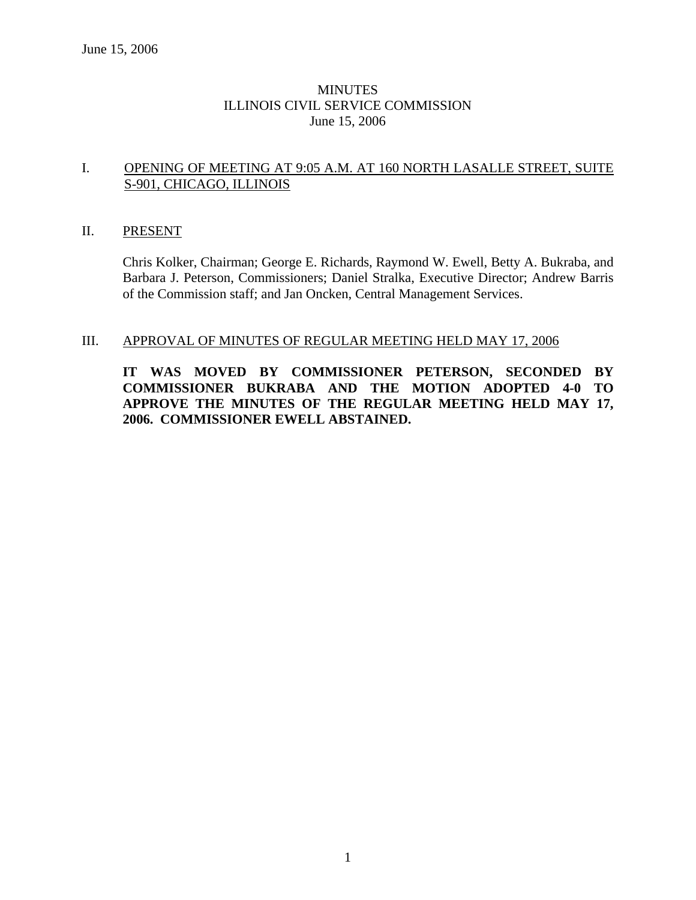June 15, 2006

# MINUTES
## ILLINOIS CIVIL SERVICE COMMISSION
### June 15, 2006

I. OPENING OF MEETING AT 9:05 A.M. AT 160 NORTH LASALLE STREET, SUITE S-901, CHICAGO, ILLINOIS

II. PRESENT

Chris Kolker, Chairman; George E. Richards, Raymond W. Ewell, Betty A. Bukraba, and Barbara J. Peterson, Commissioners; Daniel Stralka, Executive Director; Andrew Barris of the Commission staff; and Jan Oncken, Central Management Services.

III. APPROVAL OF MINUTES OF REGULAR MEETING HELD MAY 17, 2006

**IT WAS MOVED BY COMMISSIONER PETERSON, SECONDED BY COMMISSIONER BUKRABA AND THE MOTION ADOPTED 4-0 TO APPROVE THE MINUTES OF THE REGULAR MEETING HELD MAY 17, 2006. COMMISSIONER EWELL ABSTAINED.**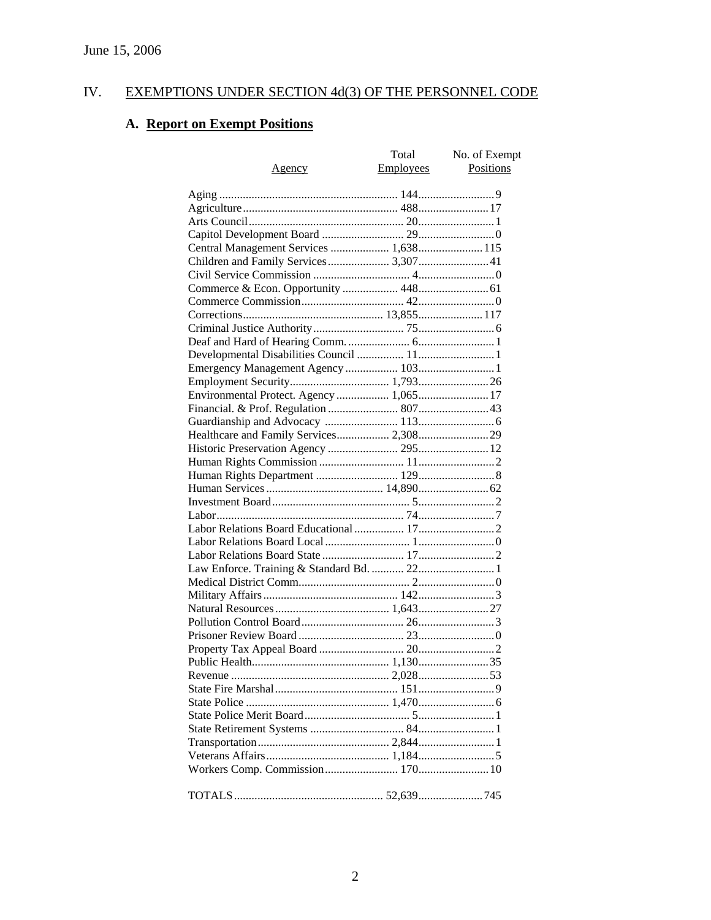June 15, 2006

## IV. EXEMPTIONS UNDER SECTION 4d(3) OF THE PERSONNEL CODE

### A. Report on Exempt Positions

| Agency | Total Employees | No. of Exempt Positions |
|---|---|---|
| Aging | 144 | 9 |
| Agriculture | 488 | 17 |
| Arts Council | 20 | 1 |
| Capitol Development Board | 29 | 0 |
| Central Management Services | 1,638 | 115 |
| Children and Family Services | 3,307 | 41 |
| Civil Service Commission | 4 | 0 |
| Commerce & Econ. Opportunity | 448 | 61 |
| Commerce Commission | 42 | 0 |
| Corrections | 13,855 | 117 |
| Criminal Justice Authority | 75 | 6 |
| Deaf and Hard of Hearing Comm. | 6 | 1 |
| Developmental Disabilities Council | 11 | 1 |
| Emergency Management Agency | 103 | 1 |
| Employment Security | 1,793 | 26 |
| Environmental Protect. Agency | 1,065 | 17 |
| Financial. & Prof. Regulation | 807 | 43 |
| Guardianship and Advocacy | 113 | 6 |
| Healthcare and Family Services | 2,308 | 29 |
| Historic Preservation Agency | 295 | 12 |
| Human Rights Commission | 11 | 2 |
| Human Rights Department | 129 | 8 |
| Human Services | 14,890 | 62 |
| Investment Board | 5 | 2 |
| Labor | 74 | 7 |
| Labor Relations Board Educational | 17 | 2 |
| Labor Relations Board Local | 1 | 0 |
| Labor Relations Board State | 17 | 2 |
| Law Enforce. Training & Standard Bd. | 22 | 1 |
| Medical District Comm. | 2 | 0 |
| Military Affairs | 142 | 3 |
| Natural Resources | 1,643 | 27 |
| Pollution Control Board | 26 | 3 |
| Prisoner Review Board | 23 | 0 |
| Property Tax Appeal Board | 20 | 2 |
| Public Health | 1,130 | 35 |
| Revenue | 2,028 | 53 |
| State Fire Marshal | 151 | 9 |
| State Police | 1,470 | 6 |
| State Police Merit Board | 5 | 1 |
| State Retirement Systems | 84 | 1 |
| Transportation | 2,844 | 1 |
| Veterans Affairs | 1,184 | 5 |
| Workers Comp. Commission | 170 | 10 |
| TOTALS | 52,639 | 745 |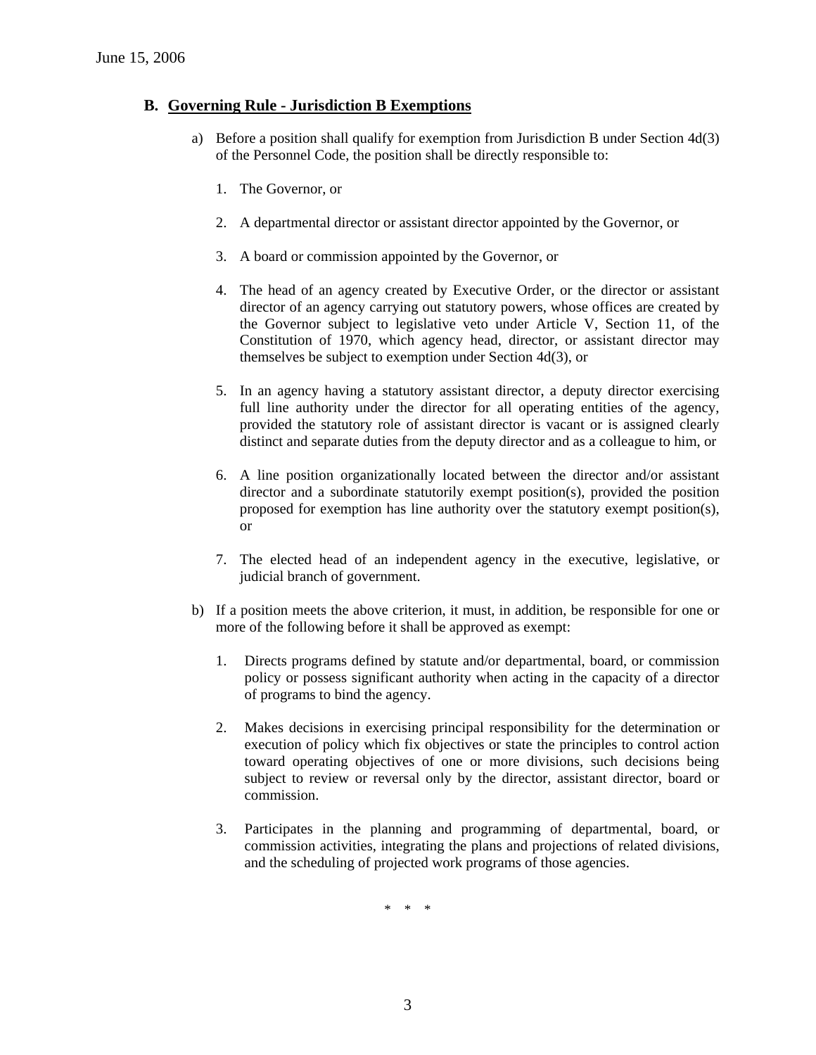June 15, 2006

## B. Governing Rule - Jurisdiction B Exemptions

a) Before a position shall qualify for exemption from Jurisdiction B under Section 4d(3) of the Personnel Code, the position shall be directly responsible to:

   1. The Governor, or

   2. A departmental director or assistant director appointed by the Governor, or

   3. A board or commission appointed by the Governor, or

   4. The head of an agency created by Executive Order, or the director or assistant director of an agency carrying out statutory powers, whose offices are created by the Governor subject to legislative veto under Article V, Section 11, of the Constitution of 1970, which agency head, director, or assistant director may themselves be subject to exemption under Section 4d(3), or

   5. In an agency having a statutory assistant director, a deputy director exercising full line authority under the director for all operating entities of the agency, provided the statutory role of assistant director is vacant or is assigned clearly distinct and separate duties from the deputy director and as a colleague to him, or

   6. A line position organizationally located between the director and/or assistant director and a subordinate statutorily exempt position(s), provided the position proposed for exemption has line authority over the statutory exempt position(s), or

   7. The elected head of an independent agency in the executive, legislative, or judicial branch of government.

b) If a position meets the above criterion, it must, in addition, be responsible for one or more of the following before it shall be approved as exempt:

   1. Directs programs defined by statute and/or departmental, board, or commission policy or possess significant authority when acting in the capacity of a director of programs to bind the agency.

   2. Makes decisions in exercising principal responsibility for the determination or execution of policy which fix objectives or state the principles to control action toward operating objectives of one or more divisions, such decisions being subject to review or reversal only by the director, assistant director, board or commission.

   3. Participates in the planning and programming of departmental, board, or commission activities, integrating the plans and projections of related divisions, and the scheduling of projected work programs of those agencies.

\* \* \*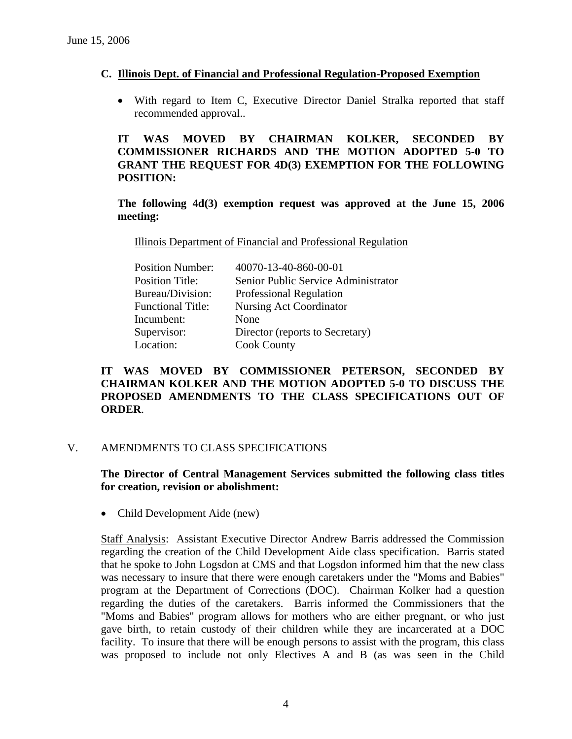June 15, 2006

### C. Illinois Dept. of Financial and Professional Regulation-Proposed Exemption

- With regard to Item C, Executive Director Daniel Stralka reported that staff recommended approval..

**IT WAS MOVED BY CHAIRMAN KOLKER, SECONDED BY COMMISSIONER RICHARDS AND THE MOTION ADOPTED 5-0 TO GRANT THE REQUEST FOR 4D(3) EXEMPTION FOR THE FOLLOWING POSITION:**

**The following 4d(3) exemption request was approved at the June 15, 2006 meeting:**

Illinois Department of Financial and Professional Regulation

| | |
|---|---|
| Position Number: | 40070-13-40-860-00-01 |
| Position Title: | Senior Public Service Administrator |
| Bureau/Division: | Professional Regulation |
| Functional Title: | Nursing Act Coordinator |
| Incumbent: | None |
| Supervisor: | Director (reports to Secretary) |
| Location: | Cook County |

**IT WAS MOVED BY COMMISSIONER PETERSON, SECONDED BY CHAIRMAN KOLKER AND THE MOTION ADOPTED 5-0 TO DISCUSS THE PROPOSED AMENDMENTS TO THE CLASS SPECIFICATIONS OUT OF ORDER**.

## V. AMENDMENTS TO CLASS SPECIFICATIONS

**The Director of Central Management Services submitted the following class titles for creation, revision or abolishment:**

- Child Development Aide (new)

Staff Analysis: Assistant Executive Director Andrew Barris addressed the Commission regarding the creation of the Child Development Aide class specification. Barris stated that he spoke to John Logsdon at CMS and that Logsdon informed him that the new class was necessary to insure that there were enough caretakers under the "Moms and Babies" program at the Department of Corrections (DOC). Chairman Kolker had a question regarding the duties of the caretakers. Barris informed the Commissioners that the "Moms and Babies" program allows for mothers who are either pregnant, or who just gave birth, to retain custody of their children while they are incarcerated at a DOC facility. To insure that there will be enough persons to assist with the program, this class was proposed to include not only Electives A and B (as was seen in the Child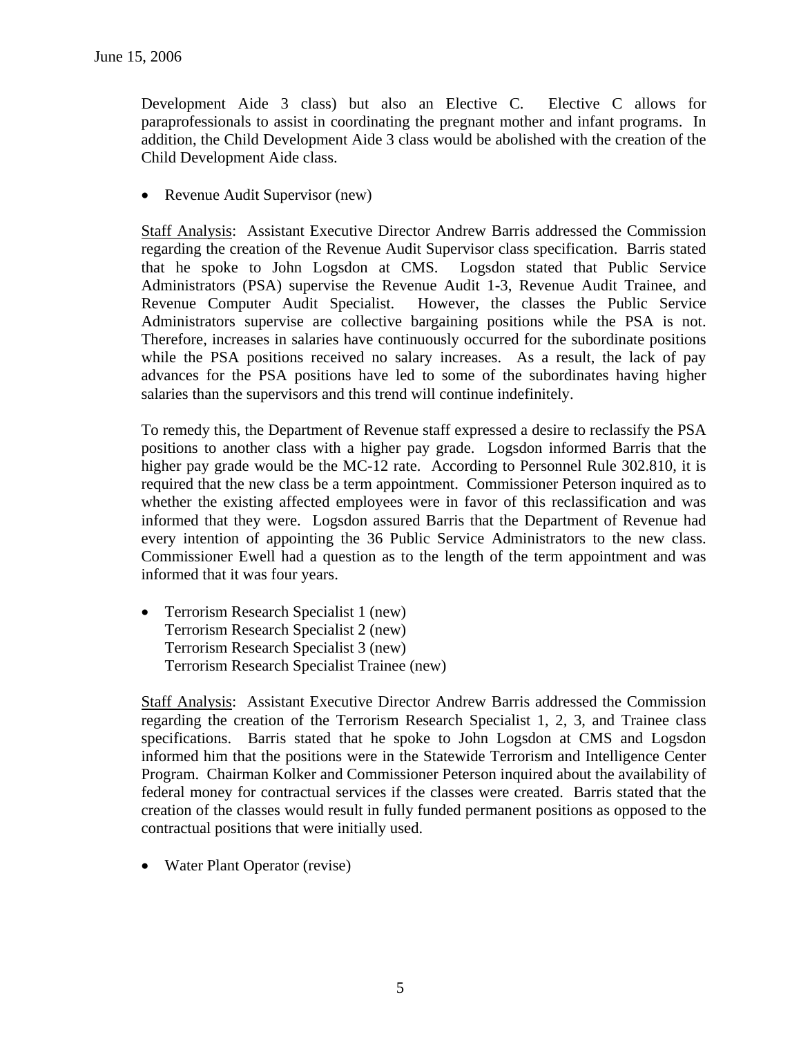Development Aide 3 class) but also an Elective C. Elective C allows for paraprofessionals to assist in coordinating the pregnant mother and infant programs. In addition, the Child Development Aide 3 class would be abolished with the creation of the Child Development Aide class.

- Revenue Audit Supervisor (new)

Staff Analysis: Assistant Executive Director Andrew Barris addressed the Commission regarding the creation of the Revenue Audit Supervisor class specification. Barris stated that he spoke to John Logsdon at CMS. Logsdon stated that Public Service Administrators (PSA) supervise the Revenue Audit 1-3, Revenue Audit Trainee, and Revenue Computer Audit Specialist. However, the classes the Public Service Administrators supervise are collective bargaining positions while the PSA is not. Therefore, increases in salaries have continuously occurred for the subordinate positions while the PSA positions received no salary increases. As a result, the lack of pay advances for the PSA positions have led to some of the subordinates having higher salaries than the supervisors and this trend will continue indefinitely.

To remedy this, the Department of Revenue staff expressed a desire to reclassify the PSA positions to another class with a higher pay grade. Logsdon informed Barris that the higher pay grade would be the MC-12 rate. According to Personnel Rule 302.810, it is required that the new class be a term appointment. Commissioner Peterson inquired as to whether the existing affected employees were in favor of this reclassification and was informed that they were. Logsdon assured Barris that the Department of Revenue had every intention of appointing the 36 Public Service Administrators to the new class. Commissioner Ewell had a question as to the length of the term appointment and was informed that it was four years.

- Terrorism Research Specialist 1 (new)
  Terrorism Research Specialist 2 (new)
  Terrorism Research Specialist 3 (new)
  Terrorism Research Specialist Trainee (new)

Staff Analysis: Assistant Executive Director Andrew Barris addressed the Commission regarding the creation of the Terrorism Research Specialist 1, 2, 3, and Trainee class specifications. Barris stated that he spoke to John Logsdon at CMS and Logsdon informed him that the positions were in the Statewide Terrorism and Intelligence Center Program. Chairman Kolker and Commissioner Peterson inquired about the availability of federal money for contractual services if the classes were created. Barris stated that the creation of the classes would result in fully funded permanent positions as opposed to the contractual positions that were initially used.

- Water Plant Operator (revise)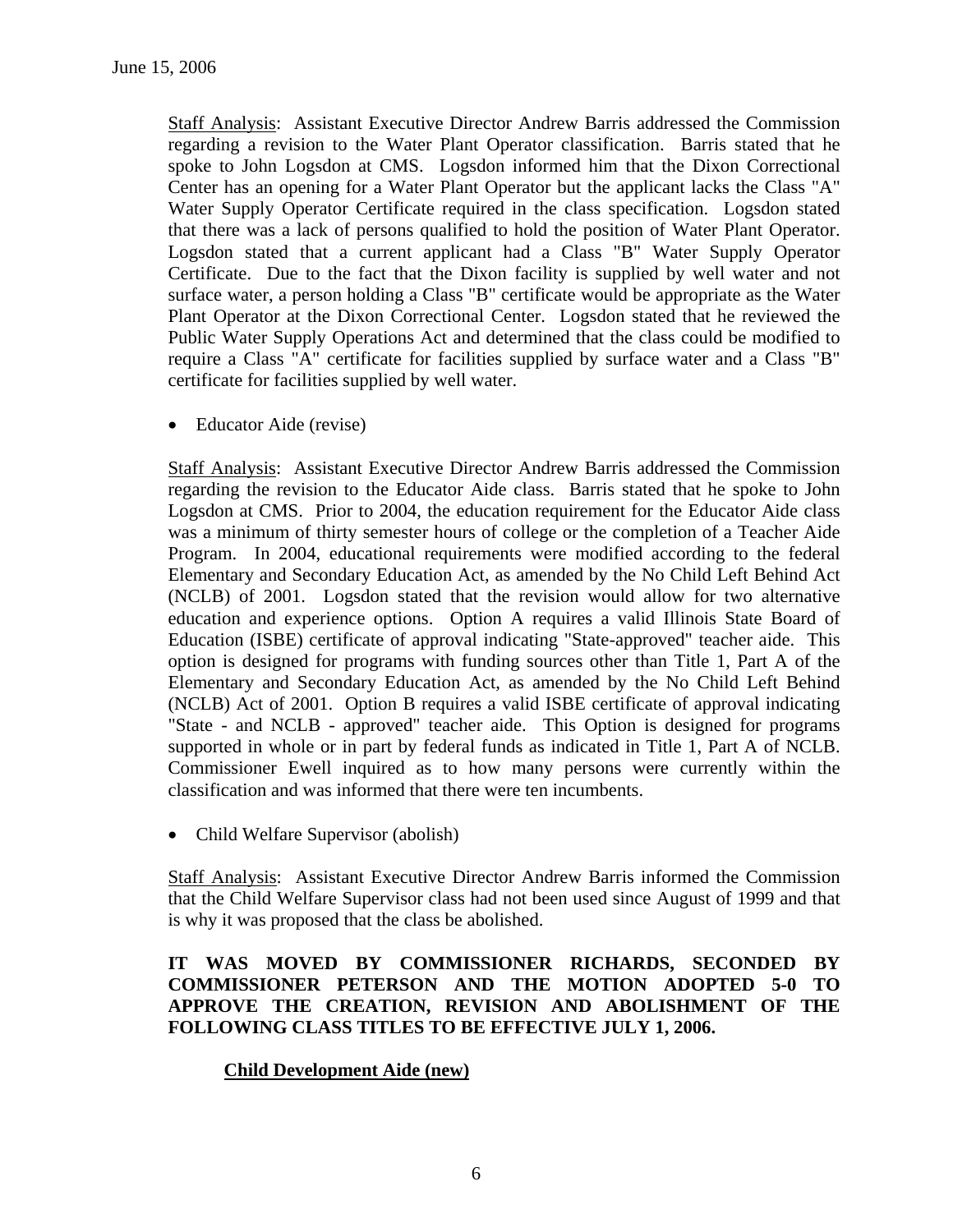Staff Analysis: Assistant Executive Director Andrew Barris addressed the Commission regarding a revision to the Water Plant Operator classification. Barris stated that he spoke to John Logsdon at CMS. Logsdon informed him that the Dixon Correctional Center has an opening for a Water Plant Operator but the applicant lacks the Class "A" Water Supply Operator Certificate required in the class specification. Logsdon stated that there was a lack of persons qualified to hold the position of Water Plant Operator. Logsdon stated that a current applicant had a Class "B" Water Supply Operator Certificate. Due to the fact that the Dixon facility is supplied by well water and not surface water, a person holding a Class "B" certificate would be appropriate as the Water Plant Operator at the Dixon Correctional Center. Logsdon stated that he reviewed the Public Water Supply Operations Act and determined that the class could be modified to require a Class "A" certificate for facilities supplied by surface water and a Class "B" certificate for facilities supplied by well water.

- Educator Aide (revise)

Staff Analysis: Assistant Executive Director Andrew Barris addressed the Commission regarding the revision to the Educator Aide class. Barris stated that he spoke to John Logsdon at CMS. Prior to 2004, the education requirement for the Educator Aide class was a minimum of thirty semester hours of college or the completion of a Teacher Aide Program. In 2004, educational requirements were modified according to the federal Elementary and Secondary Education Act, as amended by the No Child Left Behind Act (NCLB) of 2001. Logsdon stated that the revision would allow for two alternative education and experience options. Option A requires a valid Illinois State Board of Education (ISBE) certificate of approval indicating "State-approved" teacher aide. This option is designed for programs with funding sources other than Title 1, Part A of the Elementary and Secondary Education Act, as amended by the No Child Left Behind (NCLB) Act of 2001. Option B requires a valid ISBE certificate of approval indicating "State - and NCLB - approved" teacher aide. This Option is designed for programs supported in whole or in part by federal funds as indicated in Title 1, Part A of NCLB. Commissioner Ewell inquired as to how many persons were currently within the classification and was informed that there were ten incumbents.

- Child Welfare Supervisor (abolish)

Staff Analysis: Assistant Executive Director Andrew Barris informed the Commission that the Child Welfare Supervisor class had not been used since August of 1999 and that is why it was proposed that the class be abolished.

**IT WAS MOVED BY COMMISSIONER RICHARDS, SECONDED BY COMMISSIONER PETERSON AND THE MOTION ADOPTED 5-0 TO APPROVE THE CREATION, REVISION AND ABOLISHMENT OF THE FOLLOWING CLASS TITLES TO BE EFFECTIVE JULY 1, 2006.**

**<u>Child Development Aide (new)</u>**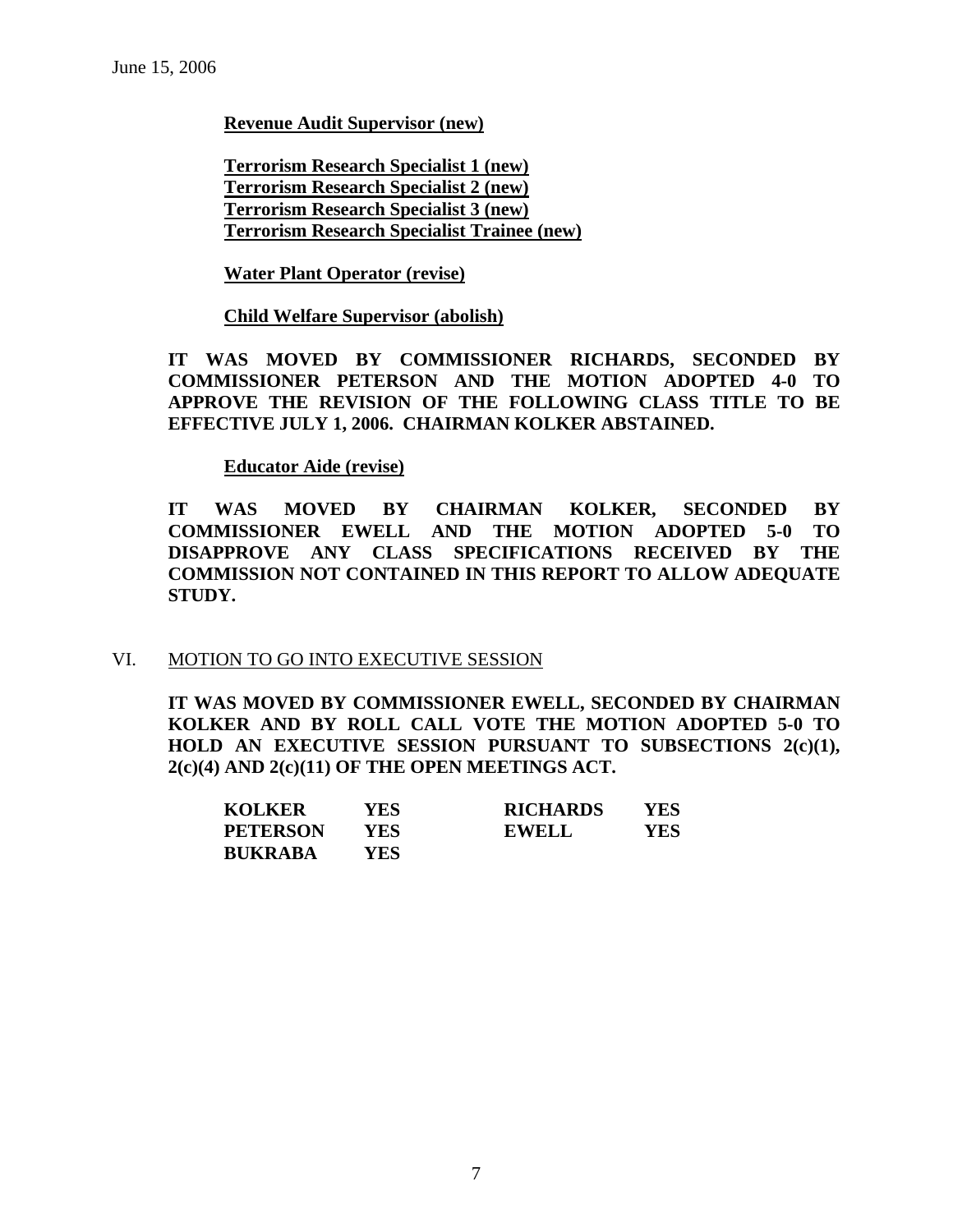June 15, 2006

**Revenue Audit Supervisor (new)**

**Terrorism Research Specialist 1 (new)**
**Terrorism Research Specialist 2 (new)**
**Terrorism Research Specialist 3 (new)**
**Terrorism Research Specialist Trainee (new)**

**Water Plant Operator (revise)**

**Child Welfare Supervisor (abolish)**

**IT WAS MOVED BY COMMISSIONER RICHARDS, SECONDED BY COMMISSIONER PETERSON AND THE MOTION ADOPTED 4-0 TO APPROVE THE REVISION OF THE FOLLOWING CLASS TITLE TO BE EFFECTIVE JULY 1, 2006. CHAIRMAN KOLKER ABSTAINED.**

**Educator Aide (revise)**

**IT WAS MOVED BY CHAIRMAN KOLKER, SECONDED BY COMMISSIONER EWELL AND THE MOTION ADOPTED 5-0 TO DISAPPROVE ANY CLASS SPECIFICATIONS RECEIVED BY THE COMMISSION NOT CONTAINED IN THIS REPORT TO ALLOW ADEQUATE STUDY.**

## VI. MOTION TO GO INTO EXECUTIVE SESSION

**IT WAS MOVED BY COMMISSIONER EWELL, SECONDED BY CHAIRMAN KOLKER AND BY ROLL CALL VOTE THE MOTION ADOPTED 5-0 TO HOLD AN EXECUTIVE SESSION PURSUANT TO SUBSECTIONS 2(c)(1), 2(c)(4) AND 2(c)(11) OF THE OPEN MEETINGS ACT.**

| | | | |
|---|---|---|---|
| **KOLKER** | **YES** | **RICHARDS** | **YES** |
| **PETERSON** | **YES** | **EWELL** | **YES** |
| **BUKRABA** | **YES** | | |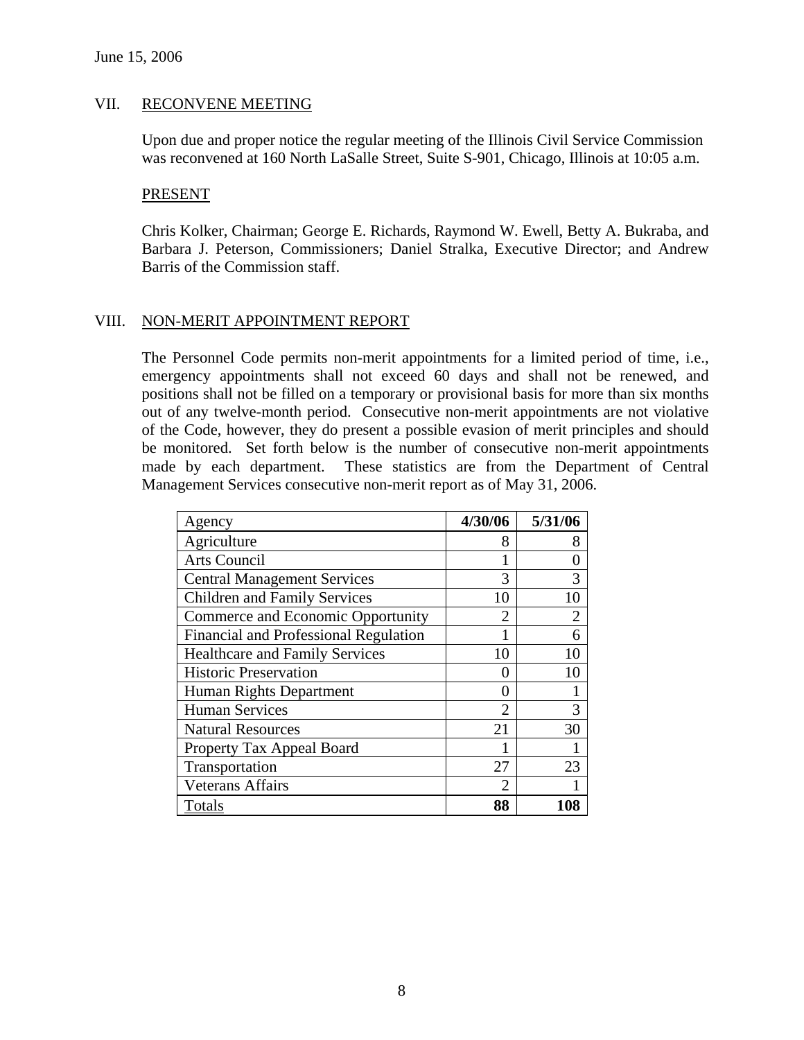June 15, 2006

## VII. RECONVENE MEETING

Upon due and proper notice the regular meeting of the Illinois Civil Service Commission was reconvened at 160 North LaSalle Street, Suite S-901, Chicago, Illinois at 10:05 a.m.

### PRESENT

Chris Kolker, Chairman; George E. Richards, Raymond W. Ewell, Betty A. Bukraba, and Barbara J. Peterson, Commissioners; Daniel Stralka, Executive Director; and Andrew Barris of the Commission staff.

## VIII. NON-MERIT APPOINTMENT REPORT

The Personnel Code permits non-merit appointments for a limited period of time, i.e., emergency appointments shall not exceed 60 days and shall not be renewed, and positions shall not be filled on a temporary or provisional basis for more than six months out of any twelve-month period. Consecutive non-merit appointments are not violative of the Code, however, they do present a possible evasion of merit principles and should be monitored. Set forth below is the number of consecutive non-merit appointments made by each department. These statistics are from the Department of Central Management Services consecutive non-merit report as of May 31, 2006.

| Agency | **4/30/06** | **5/31/06** |
|---|---|---|
| Agriculture | 8 | 8 |
| Arts Council | 1 | 0 |
| Central Management Services | 3 | 3 |
| Children and Family Services | 10 | 10 |
| Commerce and Economic Opportunity | 2 | 2 |
| Financial and Professional Regulation | 1 | 6 |
| Healthcare and Family Services | 10 | 10 |
| Historic Preservation | 0 | 10 |
| Human Rights Department | 0 | 1 |
| Human Services | 2 | 3 |
| Natural Resources | 21 | 30 |
| Property Tax Appeal Board | 1 | 1 |
| Transportation | 27 | 23 |
| Veterans Affairs | 2 | 1 |
| Totals | **88** | **108** |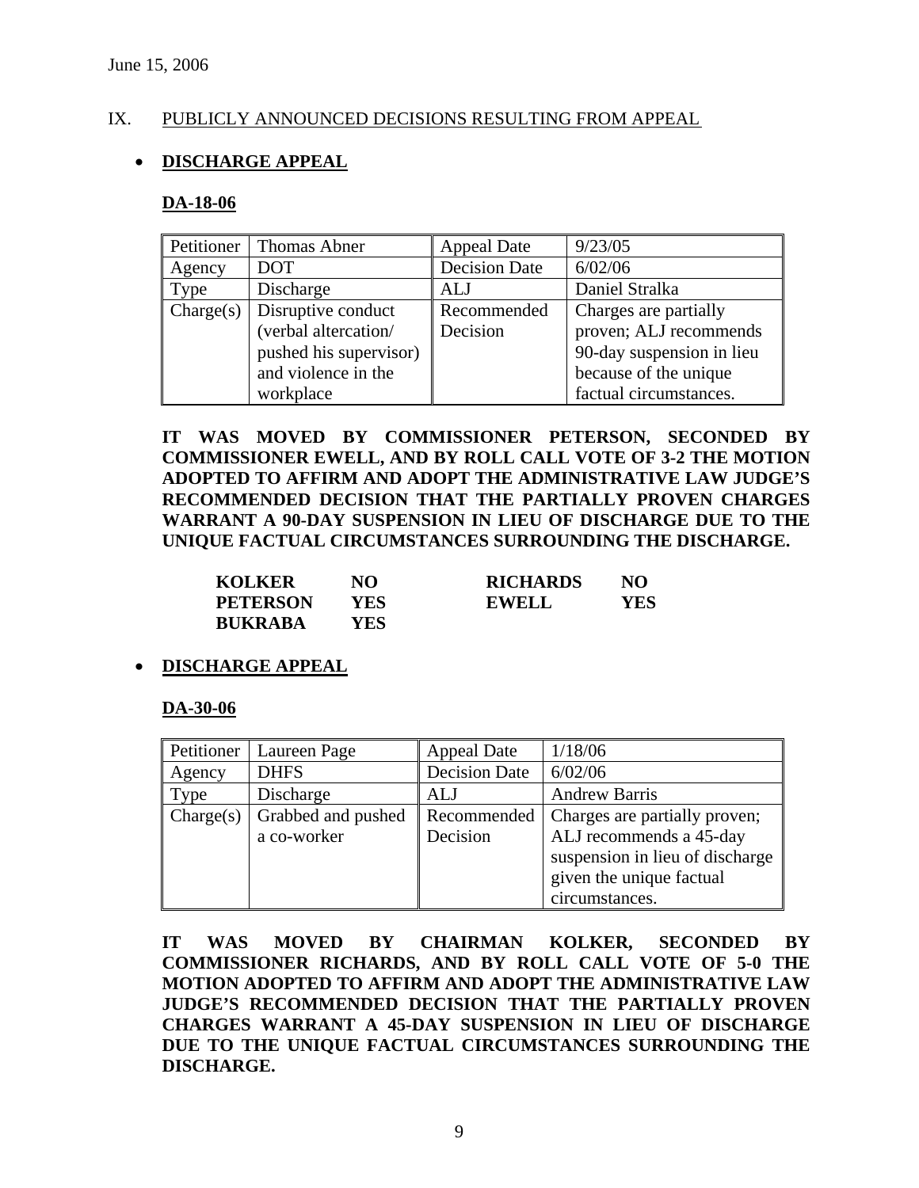June 15, 2006

IX. PUBLICLY ANNOUNCED DECISIONS RESULTING FROM APPEAL

- **DISCHARGE APPEAL**

**DA-18-06**

| Petitioner | Thomas Abner | Appeal Date | 9/23/05 |
|---|---|---|---|
| Agency | DOT | Decision Date | 6/02/06 |
| Type | Discharge | ALJ | Daniel Stralka |
| Charge(s) | Disruptive conduct (verbal altercation/ pushed his supervisor) and violence in the workplace | Recommended Decision | Charges are partially proven; ALJ recommends 90-day suspension in lieu because of the unique factual circumstances. |

**IT WAS MOVED BY COMMISSIONER PETERSON, SECONDED BY COMMISSIONER EWELL, AND BY ROLL CALL VOTE OF 3-2 THE MOTION ADOPTED TO AFFIRM AND ADOPT THE ADMINISTRATIVE LAW JUDGE'S RECOMMENDED DECISION THAT THE PARTIALLY PROVEN CHARGES WARRANT A 90-DAY SUSPENSION IN LIEU OF DISCHARGE DUE TO THE UNIQUE FACTUAL CIRCUMSTANCES SURROUNDING THE DISCHARGE.**

| | | | |
|---|---|---|---|
| **KOLKER** | **NO** | **RICHARDS** | **NO** |
| **PETERSON** | **YES** | **EWELL** | **YES** |
| **BUKRABA** | **YES** | | |

- **DISCHARGE APPEAL**

**DA-30-06**

| Petitioner | Laureen Page | Appeal Date | 1/18/06 |
|---|---|---|---|
| Agency | DHFS | Decision Date | 6/02/06 |
| Type | Discharge | ALJ | Andrew Barris |
| Charge(s) | Grabbed and pushed a co-worker | Recommended Decision | Charges are partially proven; ALJ recommends a 45-day suspension in lieu of discharge given the unique factual circumstances. |

**IT WAS MOVED BY CHAIRMAN KOLKER, SECONDED BY COMMISSIONER RICHARDS, AND BY ROLL CALL VOTE OF 5-0 THE MOTION ADOPTED TO AFFIRM AND ADOPT THE ADMINISTRATIVE LAW JUDGE'S RECOMMENDED DECISION THAT THE PARTIALLY PROVEN CHARGES WARRANT A 45-DAY SUSPENSION IN LIEU OF DISCHARGE DUE TO THE UNIQUE FACTUAL CIRCUMSTANCES SURROUNDING THE DISCHARGE.**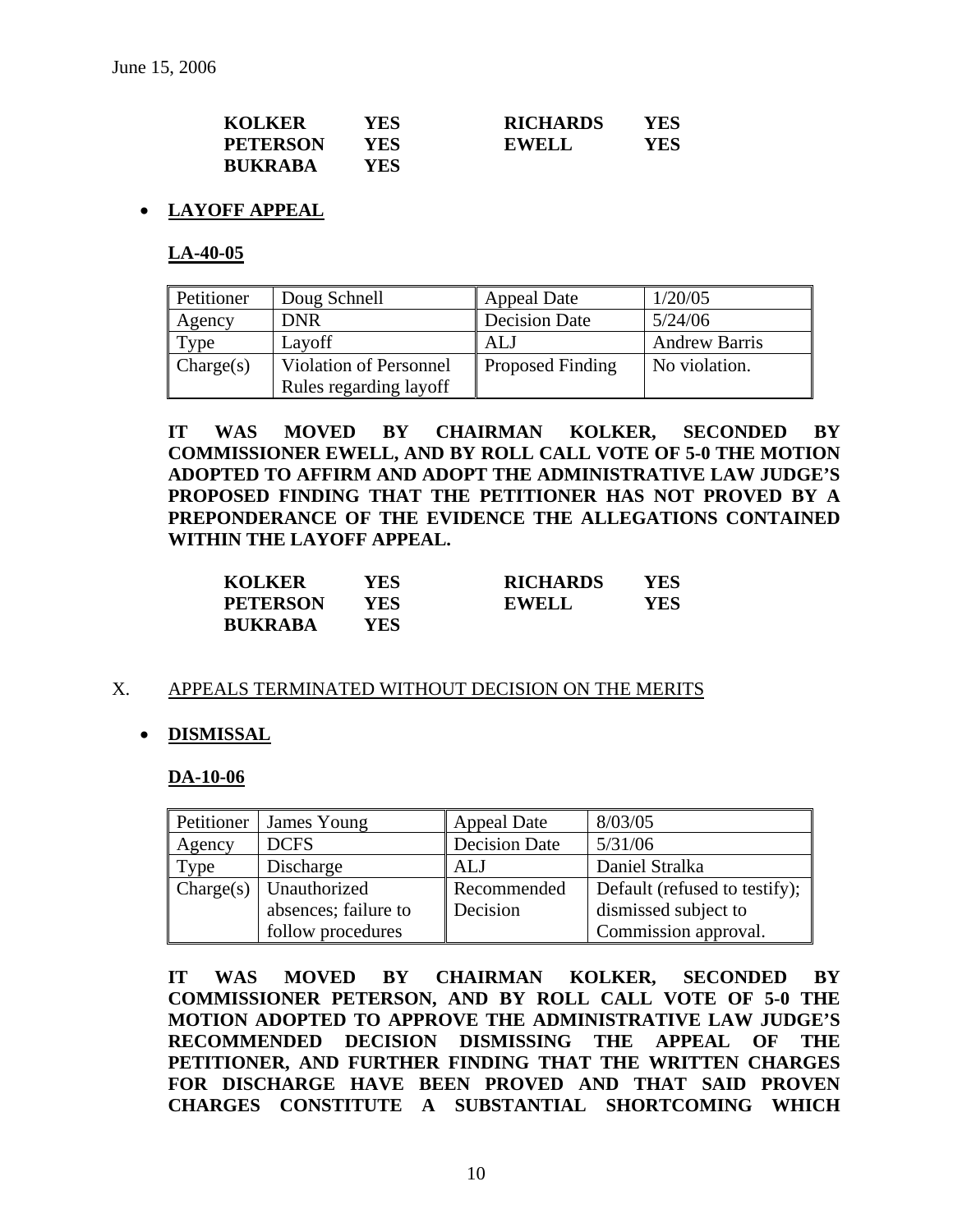| KOLKER | YES | RICHARDS | YES |
|---|---|---|---|
| PETERSON | YES | EWELL | YES |
| BUKRABA | YES | | |

- **LAYOFF APPEAL**

**LA-40-05**

| Petitioner | Doug Schnell | Appeal Date | 1/20/05 |
|---|---|---|---|
| Agency | DNR | Decision Date | 5/24/06 |
| Type | Layoff | ALJ | Andrew Barris |
| Charge(s) | Violation of Personnel Rules regarding layoff | Proposed Finding | No violation. |

**IT WAS MOVED BY CHAIRMAN KOLKER, SECONDED BY COMMISSIONER EWELL, AND BY ROLL CALL VOTE OF 5-0 THE MOTION ADOPTED TO AFFIRM AND ADOPT THE ADMINISTRATIVE LAW JUDGE'S PROPOSED FINDING THAT THE PETITIONER HAS NOT PROVED BY A PREPONDERANCE OF THE EVIDENCE THE ALLEGATIONS CONTAINED WITHIN THE LAYOFF APPEAL.**

| KOLKER | YES | RICHARDS | YES |
|---|---|---|---|
| PETERSON | YES | EWELL | YES |
| BUKRABA | YES | | |

X. APPEALS TERMINATED WITHOUT DECISION ON THE MERITS

- **DISMISSAL**

**DA-10-06**

| Petitioner | James Young | Appeal Date | 8/03/05 |
|---|---|---|---|
| Agency | DCFS | Decision Date | 5/31/06 |
| Type | Discharge | ALJ | Daniel Stralka |
| Charge(s) | Unauthorized absences; failure to follow procedures | Recommended Decision | Default (refused to testify); dismissed subject to Commission approval. |

**IT WAS MOVED BY CHAIRMAN KOLKER, SECONDED BY COMMISSIONER PETERSON, AND BY ROLL CALL VOTE OF 5-0 THE MOTION ADOPTED TO APPROVE THE ADMINISTRATIVE LAW JUDGE'S RECOMMENDED DECISION DISMISSING THE APPEAL OF THE PETITIONER, AND FURTHER FINDING THAT THE WRITTEN CHARGES FOR DISCHARGE HAVE BEEN PROVED AND THAT SAID PROVEN CHARGES CONSTITUTE A SUBSTANTIAL SHORTCOMING WHICH**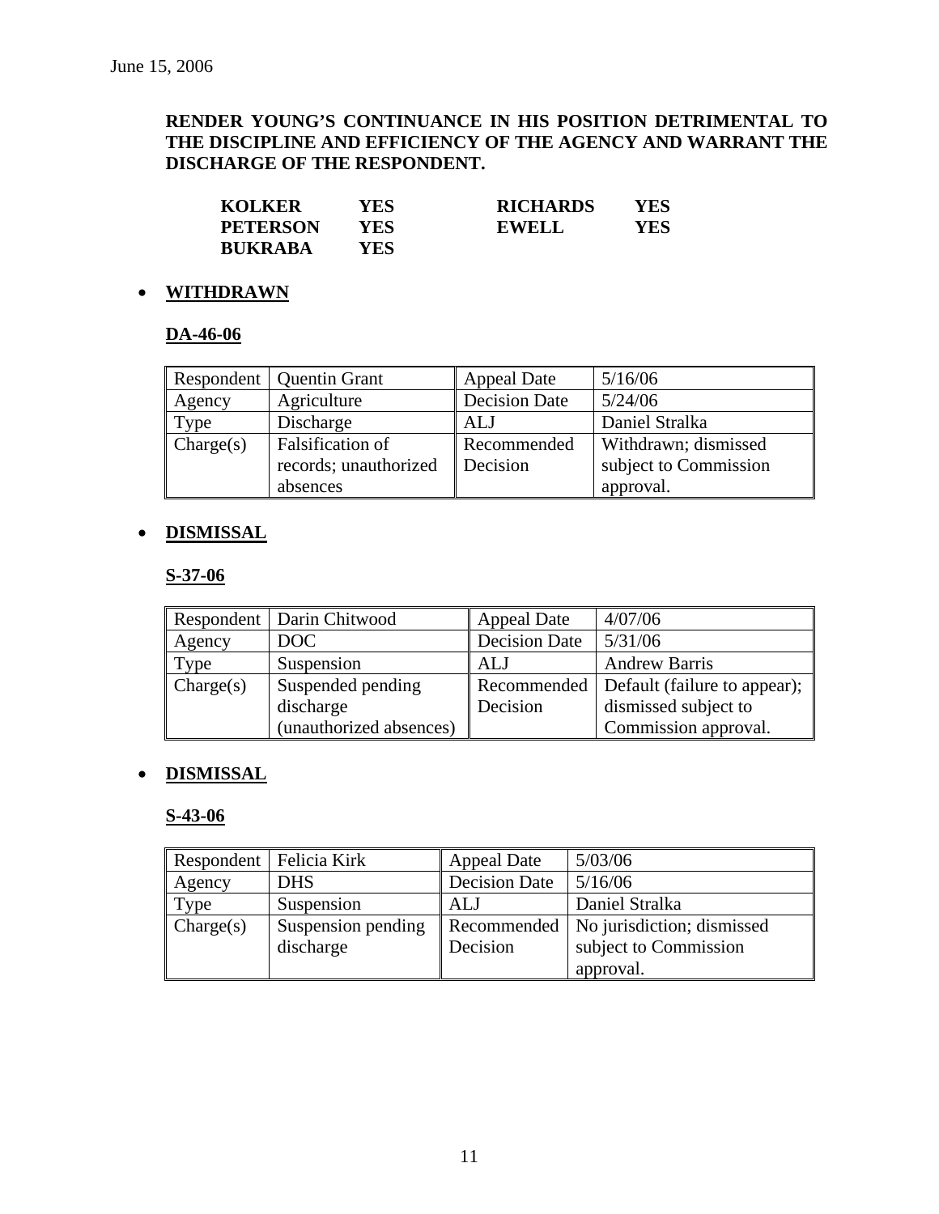June 15, 2006

**RENDER YOUNG'S CONTINUANCE IN HIS POSITION DETRIMENTAL TO THE DISCIPLINE AND EFFICIENCY OF THE AGENCY AND WARRANT THE DISCHARGE OF THE RESPONDENT.**

| | | | |
|---|---|---|---|
| **KOLKER** | **YES** | **RICHARDS** | **YES** |
| **PETERSON** | **YES** | **EWELL** | **YES** |
| **BUKRABA** | **YES** | | |

- **WITHDRAWN**

**DA-46-06**

| Respondent | Quentin Grant | Appeal Date | 5/16/06 |
|---|---|---|---|
| Agency | Agriculture | Decision Date | 5/24/06 |
| Type | Discharge | ALJ | Daniel Stralka |
| Charge(s) | Falsification of records; unauthorized absences | Recommended Decision | Withdrawn; dismissed subject to Commission approval. |

- **DISMISSAL**

**S-37-06**

| Respondent | Darin Chitwood | Appeal Date | 4/07/06 |
|---|---|---|---|
| Agency | DOC | Decision Date | 5/31/06 |
| Type | Suspension | ALJ | Andrew Barris |
| Charge(s) | Suspended pending discharge (unauthorized absences) | Recommended Decision | Default (failure to appear); dismissed subject to Commission approval. |

- **DISMISSAL**

**S-43-06**

| Respondent | Felicia Kirk | Appeal Date | 5/03/06 |
|---|---|---|---|
| Agency | DHS | Decision Date | 5/16/06 |
| Type | Suspension | ALJ | Daniel Stralka |
| Charge(s) | Suspension pending discharge | Recommended Decision | No jurisdiction; dismissed subject to Commission approval. |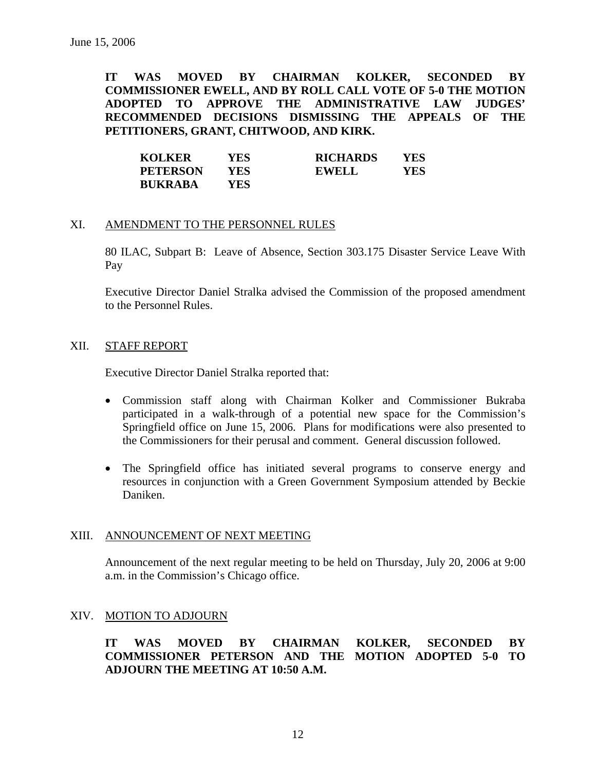June 15, 2006

**IT WAS MOVED BY CHAIRMAN KOLKER, SECONDED BY COMMISSIONER EWELL, AND BY ROLL CALL VOTE OF 5-0 THE MOTION ADOPTED TO APPROVE THE ADMINISTRATIVE LAW JUDGES' RECOMMENDED DECISIONS DISMISSING THE APPEALS OF THE PETITIONERS, GRANT, CHITWOOD, AND KIRK.**

| | | | |
|---|---|---|---|
| **KOLKER** | **YES** | **RICHARDS** | **YES** |
| **PETERSON** | **YES** | **EWELL** | **YES** |
| **BUKRABA** | **YES** | | |

## XI. AMENDMENT TO THE PERSONNEL RULES

80 ILAC, Subpart B: Leave of Absence, Section 303.175 Disaster Service Leave With Pay

Executive Director Daniel Stralka advised the Commission of the proposed amendment to the Personnel Rules.

## XII. STAFF REPORT

Executive Director Daniel Stralka reported that:

- Commission staff along with Chairman Kolker and Commissioner Bukraba participated in a walk-through of a potential new space for the Commission's Springfield office on June 15, 2006. Plans for modifications were also presented to the Commissioners for their perusal and comment. General discussion followed.
- The Springfield office has initiated several programs to conserve energy and resources in conjunction with a Green Government Symposium attended by Beckie Daniken.

## XIII. ANNOUNCEMENT OF NEXT MEETING

Announcement of the next regular meeting to be held on Thursday, July 20, 2006 at 9:00 a.m. in the Commission's Chicago office.

## XIV. MOTION TO ADJOURN

**IT WAS MOVED BY CHAIRMAN KOLKER, SECONDED BY COMMISSIONER PETERSON AND THE MOTION ADOPTED 5-0 TO ADJOURN THE MEETING AT 10:50 A.M.**